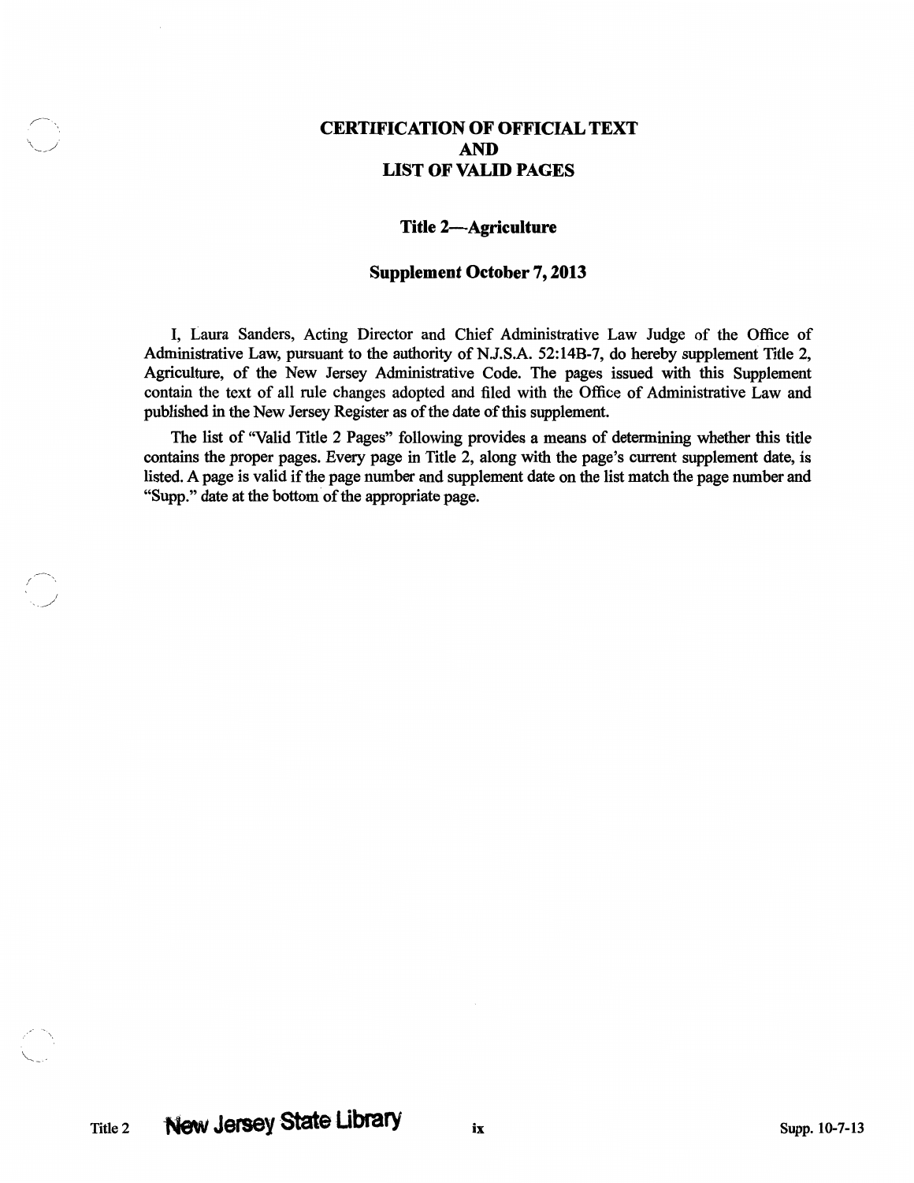# CERTIFICATION OF OFFICIAL TEXT AND LIST OF VALID PAGES

## Title 2—Agriculture

### Supplement October 7, 2013

I, Laura Sanders, Acting Director and Chief Administrative Law Judge of the Office of Administrative Law, pursuant to the authority of N.J.S.A. 52:14B-7, do hereby supplement Title 2, Agriculture, of the New Jersey Administrative Code. The pages issued with this Supplement contain the text of all rule changes adopted and filed with the Office of Administrative Law and published in the New Jersey Register as of the date of this supplement.

The list of "Valid Title 2 Pages" following provides a means of determining whether this title contains the proper pages. Every page in Title 2, along with the page's current supplement date, is listed. A page is valid if the page number and supplement date on the list match the page number and "Supp." date at the bottom of the appropriate page.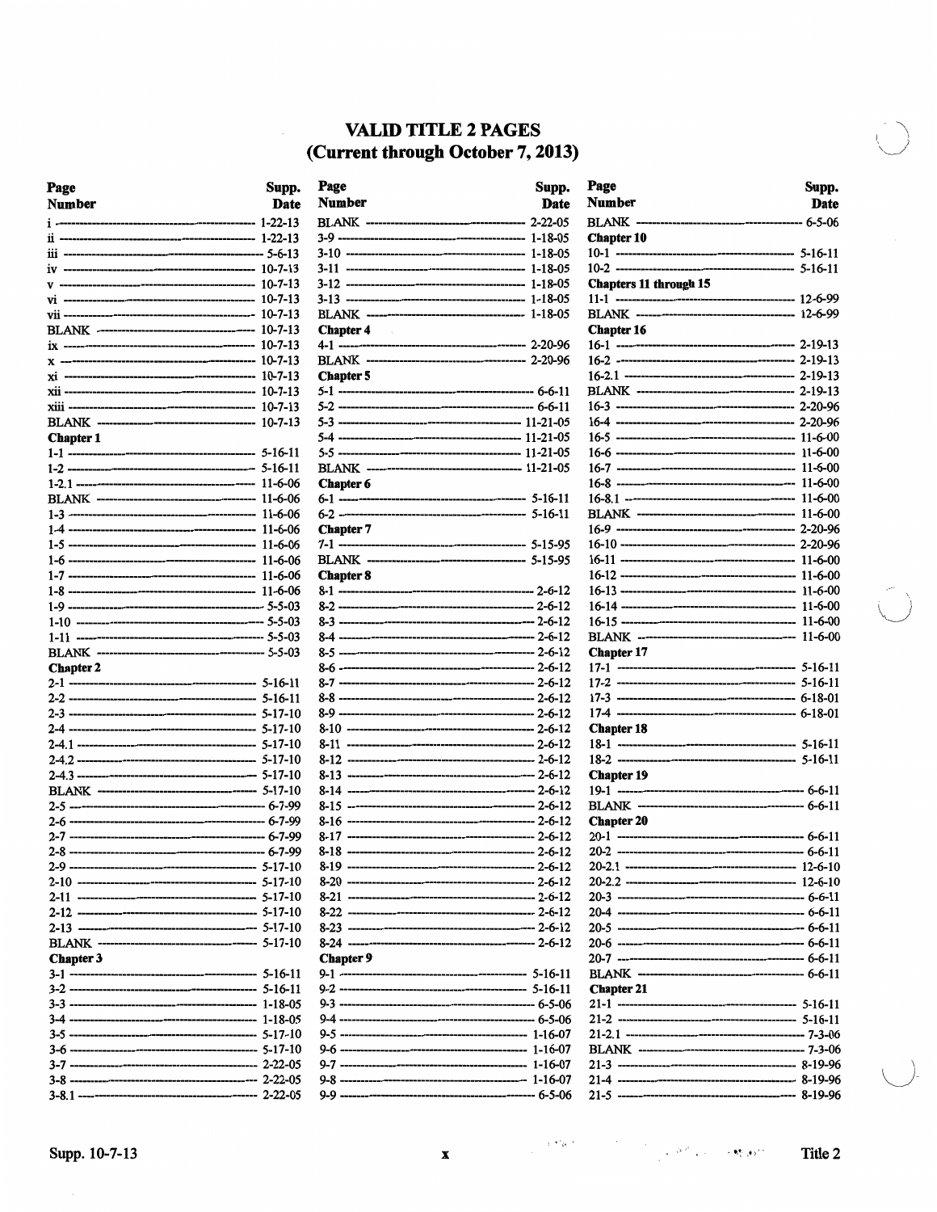# VALID TITLE 2 PAGES
## (Current through October 7, 2013)

| Page Number | Supp. Date |
|---|---|
| i | 1-22-13 |
| ii | 1-22-13 |
| iii | 5-6-13 |
| iv | 10-7-13 |
| v | 10-7-13 |
| vi | 10-7-13 |
| vii | 10-7-13 |
| BLANK | 10-7-13 |
| ix | 10-7-13 |
| x | 10-7-13 |
| xi | 10-7-13 |
| xii | 10-7-13 |
| xiii | 10-7-13 |
| BLANK | 10-7-13 |
| **Chapter 1** | |
| 1-1 | 5-16-11 |
| 1-2 | 5-16-11 |
| 1-2.1 | 11-6-06 |
| BLANK | 11-6-06 |
| 1-3 | 11-6-06 |
| 1-4 | 11-6-06 |
| 1-5 | 11-6-06 |
| 1-6 | 11-6-06 |
| 1-7 | 11-6-06 |
| 1-8 | 11-6-06 |
| 1-9 | 5-5-03 |
| 1-10 | 5-5-03 |
| 1-11 | 5-5-03 |
| BLANK | 5-5-03 |
| **Chapter 2** | |
| 2-1 | 5-16-11 |
| 2-2 | 5-16-11 |
| 2-3 | 5-17-10 |
| 2-4 | 5-17-10 |
| 2-4.1 | 5-17-10 |
| 2-4.2 | 5-17-10 |
| 2-4.3 | 5-17-10 |
| BLANK | 5-17-10 |
| 2-5 | 6-7-99 |
| 2-6 | 6-7-99 |
| 2-7 | 6-7-99 |
| 2-8 | 6-7-99 |
| 2-9 | 5-17-10 |
| 2-10 | 5-17-10 |
| 2-11 | 5-17-10 |
| 2-12 | 5-17-10 |
| 2-13 | 5-17-10 |
| BLANK | 5-17-10 |
| **Chapter 3** | |
| 3-1 | 5-16-11 |
| 3-2 | 5-16-11 |
| 3-3 | 1-18-05 |
| 3-4 | 1-18-05 |
| 3-5 | 5-17-10 |
| 3-6 | 5-17-10 |
| 3-7 | 2-22-05 |
| 3-8 | 2-22-05 |
| 3-8.1 | 2-22-05 |
| BLANK | 2-22-05 |
| 3-9 | 1-18-05 |
| 3-10 | 1-18-05 |
| 3-11 | 1-18-05 |
| 3-12 | 1-18-05 |
| 3-13 | 1-18-05 |
| BLANK | 1-18-05 |
| **Chapter 4** | |
| 4-1 | 2-20-96 |
| BLANK | 2-20-96 |
| **Chapter 5** | |
| 5-1 | 6-6-11 |
| 5-2 | 6-6-11 |
| 5-3 | 11-21-05 |
| 5-4 | 11-21-05 |
| 5-5 | 11-21-05 |
| BLANK | 11-21-05 |
| **Chapter 6** | |
| 6-1 | 5-16-11 |
| 6-2 | 5-16-11 |
| **Chapter 7** | |
| 7-1 | 5-15-95 |
| BLANK | 5-15-95 |
| **Chapter 8** | |
| 8-1 | 2-6-12 |
| 8-2 | 2-6-12 |
| 8-3 | 2-6-12 |
| 8-4 | 2-6-12 |
| 8-5 | 2-6-12 |
| 8-6 | 2-6-12 |
| 8-7 | 2-6-12 |
| 8-8 | 2-6-12 |
| 8-9 | 2-6-12 |
| 8-10 | 2-6-12 |
| 8-11 | 2-6-12 |
| 8-12 | 2-6-12 |
| 8-13 | 2-6-12 |
| 8-14 | 2-6-12 |
| 8-15 | 2-6-12 |
| 8-16 | 2-6-12 |
| 8-17 | 2-6-12 |
| 8-18 | 2-6-12 |
| 8-19 | 2-6-12 |
| 8-20 | 2-6-12 |
| 8-21 | 2-6-12 |
| 8-22 | 2-6-12 |
| 8-23 | 2-6-12 |
| 8-24 | 2-6-12 |
| **Chapter 9** | |
| 9-1 | 5-16-11 |
| 9-2 | 5-16-11 |
| 9-3 | 6-5-06 |
| 9-4 | 6-5-06 |
| 9-5 | 1-16-07 |
| 9-6 | 1-16-07 |
| 9-7 | 1-16-07 |
| 9-8 | 1-16-07 |
| 9-9 | 6-5-06 |
| BLANK | 6-5-06 |
| **Chapter 10** | |
| 10-1 | 5-16-11 |
| 10-2 | 5-16-11 |
| **Chapters 11 through 15** | |
| 11-1 | 12-6-99 |
| BLANK | 12-6-99 |
| **Chapter 16** | |
| 16-1 | 2-19-13 |
| 16-2 | 2-19-13 |
| 16-2.1 | 2-19-13 |
| BLANK | 2-19-13 |
| 16-3 | 2-20-96 |
| 16-4 | 2-20-96 |
| 16-5 | 11-6-00 |
| 16-6 | 11-6-00 |
| 16-7 | 11-6-00 |
| 16-8 | 11-6-00 |
| 16-8.1 | 11-6-00 |
| BLANK | 11-6-00 |
| 16-9 | 2-20-96 |
| 16-10 | 2-20-96 |
| 16-11 | 11-6-00 |
| 16-12 | 11-6-00 |
| 16-13 | 11-6-00 |
| 16-14 | 11-6-00 |
| 16-15 | 11-6-00 |
| BLANK | 11-6-00 |
| **Chapter 17** | |
| 17-1 | 5-16-11 |
| 17-2 | 5-16-11 |
| 17-3 | 6-18-01 |
| 17-4 | 6-18-01 |
| **Chapter 18** | |
| 18-1 | 5-16-11 |
| 18-2 | 5-16-11 |
| **Chapter 19** | |
| 19-1 | 6-6-11 |
| BLANK | 6-6-11 |
| **Chapter 20** | |
| 20-1 | 6-6-11 |
| 20-2 | 6-6-11 |
| 20-2.1 | 12-6-10 |
| 20-2.2 | 12-6-10 |
| 20-3 | 6-6-11 |
| 20-4 | 6-6-11 |
| 20-5 | 6-6-11 |
| 20-6 | 6-6-11 |
| 20-7 | 6-6-11 |
| BLANK | 6-6-11 |
| **Chapter 21** | |
| 21-1 | 5-16-11 |
| 21-2 | 5-16-11 |
| 21-2.1 | 7-3-06 |
| BLANK | 7-3-06 |
| 21-3 | 8-19-96 |
| 21-4 | 8-19-96 |
| 21-5 | 8-19-96 |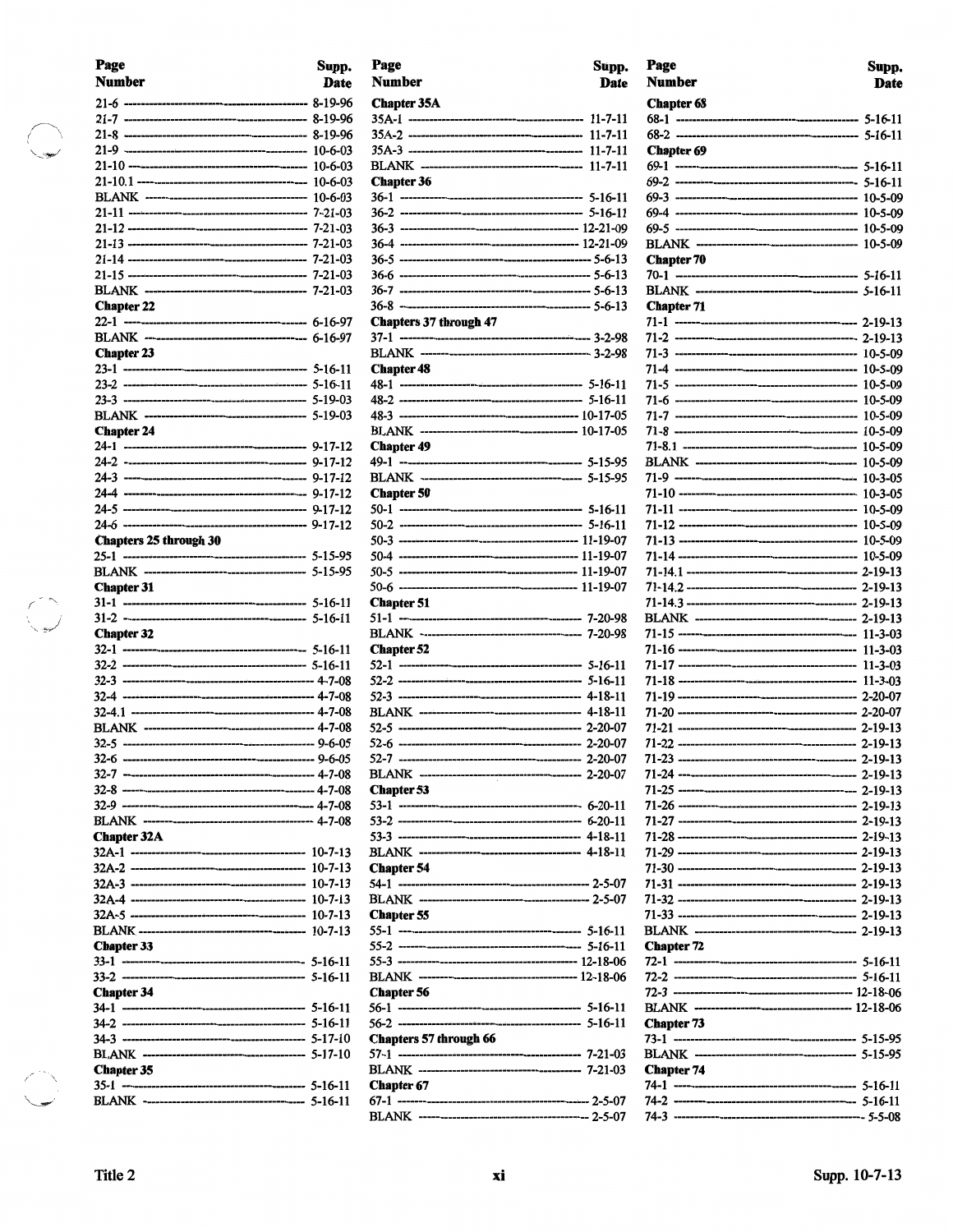| Page Number | Supp. Date |
|---|---|
| 21-6 | 8-19-96 |
| 21-7 | 8-19-96 |
| 21-8 | 8-19-96 |
| 21-9 | 10-6-03 |
| 21-10 | 10-6-03 |
| 21-10.1 | 10-6-03 |
| BLANK | 10-6-03 |
| 21-11 | 7-21-03 |
| 21-12 | 7-21-03 |
| 21-13 | 7-21-03 |
| 21-14 | 7-21-03 |
| 21-15 | 7-21-03 |
| BLANK | 7-21-03 |
| **Chapter 22** | |
| 22-1 | 6-16-97 |
| BLANK | 6-16-97 |
| **Chapter 23** | |
| 23-1 | 5-16-11 |
| 23-2 | 5-16-11 |
| 23-3 | 5-19-03 |
| BLANK | 5-19-03 |
| **Chapter 24** | |
| 24-1 | 9-17-12 |
| 24-2 | 9-17-12 |
| 24-3 | 9-17-12 |
| 24-4 | 9-17-12 |
| 24-5 | 9-17-12 |
| 24-6 | 9-17-12 |
| **Chapters 25 through 30** | |
| 25-1 | 5-15-95 |
| BLANK | 5-15-95 |
| **Chapter 31** | |
| 31-1 | 5-16-11 |
| 31-2 | 5-16-11 |
| **Chapter 32** | |
| 32-1 | 5-16-11 |
| 32-2 | 5-16-11 |
| 32-3 | 4-7-08 |
| 32-4 | 4-7-08 |
| 32-4.1 | 4-7-08 |
| BLANK | 4-7-08 |
| 32-5 | 9-6-05 |
| 32-6 | 9-6-05 |
| 32-7 | 4-7-08 |
| 32-8 | 4-7-08 |
| 32-9 | 4-7-08 |
| BLANK | 4-7-08 |
| **Chapter 32A** | |
| 32A-1 | 10-7-13 |
| 32A-2 | 10-7-13 |
| 32A-3 | 10-7-13 |
| 32A-4 | 10-7-13 |
| 32A-5 | 10-7-13 |
| BLANK | 10-7-13 |
| **Chapter 33** | |
| 33-1 | 5-16-11 |
| 33-2 | 5-16-11 |
| **Chapter 34** | |
| 34-1 | 5-16-11 |
| 34-2 | 5-16-11 |
| 34-3 | 5-17-10 |
| BLANK | 5-17-10 |
| **Chapter 35** | |
| 35-1 | 5-16-11 |
| BLANK | 5-16-11 |
| **Chapter 35A** | |
| 35A-1 | 11-7-11 |
| 35A-2 | 11-7-11 |
| 35A-3 | 11-7-11 |
| BLANK | 11-7-11 |
| **Chapter 36** | |
| 36-1 | 5-16-11 |
| 36-2 | 5-16-11 |
| 36-3 | 12-21-09 |
| 36-4 | 12-21-09 |
| 36-5 | 5-6-13 |
| 36-6 | 5-6-13 |
| 36-7 | 5-6-13 |
| 36-8 | 5-6-13 |
| **Chapters 37 through 47** | |
| 37-1 | 3-2-98 |
| BLANK | 3-2-98 |
| **Chapter 48** | |
| 48-1 | 5-16-11 |
| 48-2 | 5-16-11 |
| 48-3 | 10-17-05 |
| BLANK | 10-17-05 |
| **Chapter 49** | |
| 49-1 | 5-15-95 |
| BLANK | 5-15-95 |
| **Chapter 50** | |
| 50-1 | 5-16-11 |
| 50-2 | 5-16-11 |
| 50-3 | 11-19-07 |
| 50-4 | 11-19-07 |
| 50-5 | 11-19-07 |
| 50-6 | 11-19-07 |
| **Chapter 51** | |
| 51-1 | 7-20-98 |
| BLANK | 7-20-98 |
| **Chapter 52** | |
| 52-1 | 5-16-11 |
| 52-2 | 5-16-11 |
| 52-3 | 4-18-11 |
| BLANK | 4-18-11 |
| 52-5 | 2-20-07 |
| 52-6 | 2-20-07 |
| 52-7 | 2-20-07 |
| BLANK | 2-20-07 |
| **Chapter 53** | |
| 53-1 | 6-20-11 |
| 53-2 | 6-20-11 |
| 53-3 | 4-18-11 |
| BLANK | 4-18-11 |
| **Chapter 54** | |
| 54-1 | 2-5-07 |
| BLANK | 2-5-07 |
| **Chapter 55** | |
| 55-1 | 5-16-11 |
| 55-2 | 5-16-11 |
| 55-3 | 12-18-06 |
| BLANK | 12-18-06 |
| **Chapter 56** | |
| 56-1 | 5-16-11 |
| 56-2 | 5-16-11 |
| **Chapters 57 through 66** | |
| 57-1 | 7-21-03 |
| BLANK | 7-21-03 |
| **Chapter 67** | |
| 67-1 | 2-5-07 |
| BLANK | 2-5-07 |
| **Chapter 68** | |
| 68-1 | 5-16-11 |
| 68-2 | 5-16-11 |
| **Chapter 69** | |
| 69-1 | 5-16-11 |
| 69-2 | 5-16-11 |
| 69-3 | 10-5-09 |
| 69-4 | 10-5-09 |
| 69-5 | 10-5-09 |
| BLANK | 10-5-09 |
| **Chapter 70** | |
| 70-1 | 5-16-11 |
| BLANK | 5-16-11 |
| **Chapter 71** | |
| 71-1 | 2-19-13 |
| 71-2 | 2-19-13 |
| 71-3 | 10-5-09 |
| 71-4 | 10-5-09 |
| 71-5 | 10-5-09 |
| 71-6 | 10-5-09 |
| 71-7 | 10-5-09 |
| 71-8 | 10-5-09 |
| 71-8.1 | 10-5-09 |
| BLANK | 10-5-09 |
| 71-9 | 10-3-05 |
| 71-10 | 10-3-05 |
| 71-11 | 10-5-09 |
| 71-12 | 10-5-09 |
| 71-13 | 10-5-09 |
| 71-14 | 10-5-09 |
| 71-14.1 | 2-19-13 |
| 71-14.2 | 2-19-13 |
| 71-14.3 | 2-19-13 |
| BLANK | 2-19-13 |
| 71-15 | 11-3-03 |
| 71-16 | 11-3-03 |
| 71-17 | 11-3-03 |
| 71-18 | 11-3-03 |
| 71-19 | 2-20-07 |
| 71-20 | 2-20-07 |
| 71-21 | 2-19-13 |
| 71-22 | 2-19-13 |
| 71-23 | 2-19-13 |
| 71-24 | 2-19-13 |
| 71-25 | 2-19-13 |
| 71-26 | 2-19-13 |
| 71-27 | 2-19-13 |
| 71-28 | 2-19-13 |
| 71-29 | 2-19-13 |
| 71-30 | 2-19-13 |
| 71-31 | 2-19-13 |
| 71-32 | 2-19-13 |
| 71-33 | 2-19-13 |
| BLANK | 2-19-13 |
| **Chapter 72** | |
| 72-1 | 5-16-11 |
| 72-2 | 5-16-11 |
| 72-3 | 12-18-06 |
| BLANK | 12-18-06 |
| **Chapter 73** | |
| 73-1 | 5-15-95 |
| BLANK | 5-15-95 |
| **Chapter 74** | |
| 74-1 | 5-16-11 |
| 74-2 | 5-16-11 |
| 74-3 | 5-5-08 |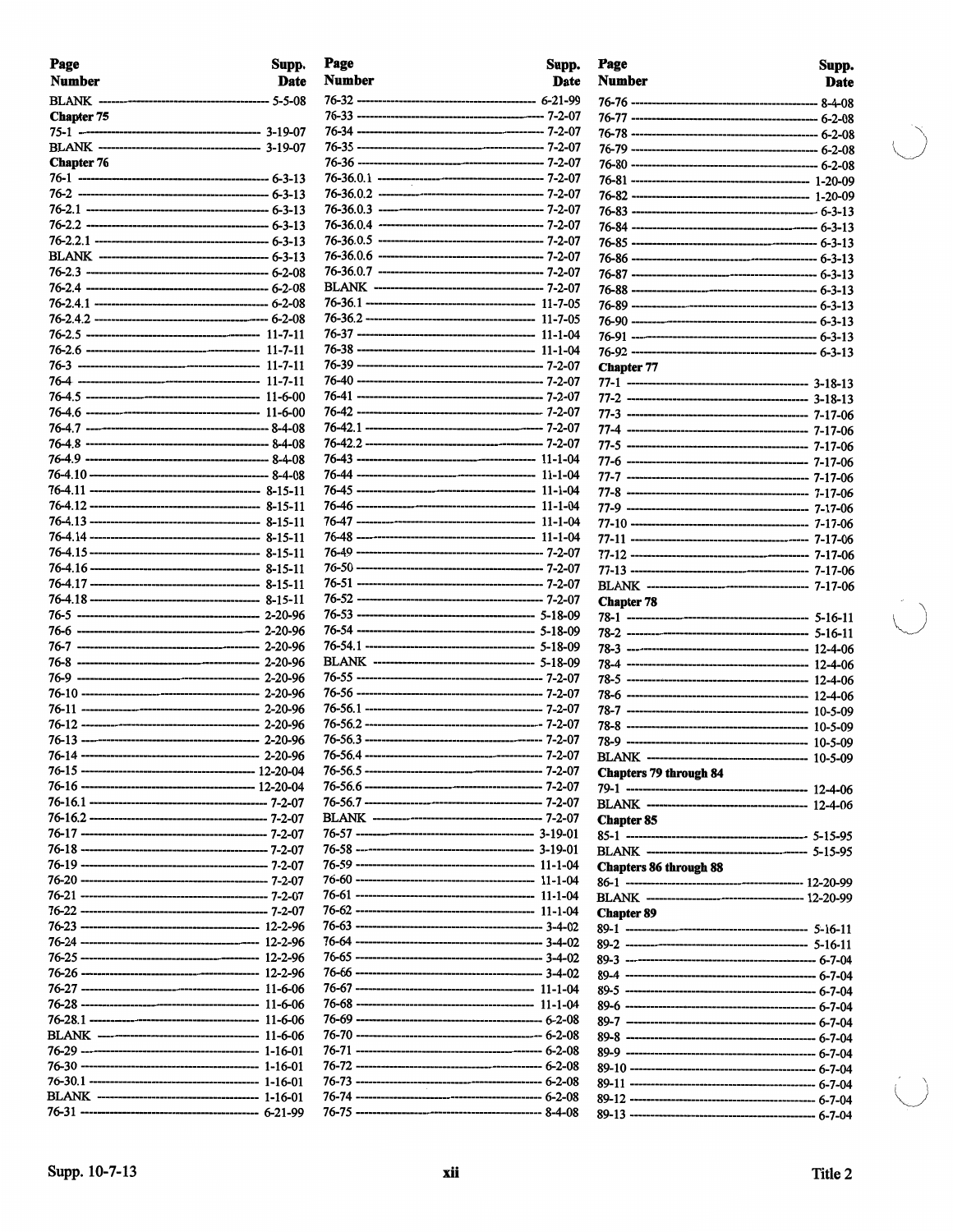| Page Number | Supp. Date |
|---|---|
| BLANK | 5-5-08 |
| **Chapter 75** | |
| 75-1 | 3-19-07 |
| BLANK | 3-19-07 |
| **Chapter 76** | |
| 76-1 | 6-3-13 |
| 76-2 | 6-3-13 |
| 76-2.1 | 6-3-13 |
| 76-2.2 | 6-3-13 |
| 76-2.2.1 | 6-3-13 |
| BLANK | 6-3-13 |
| 76-2.3 | 6-2-08 |
| 76-2.4 | 6-2-08 |
| 76-2.4.1 | 6-2-08 |
| 76-2.4.2 | 6-2-08 |
| 76-2.5 | 11-7-11 |
| 76-2.6 | 11-7-11 |
| 76-3 | 11-7-11 |
| 76-4 | 11-7-11 |
| 76-4.5 | 11-6-00 |
| 76-4.6 | 11-6-00 |
| 76-4.7 | 8-4-08 |
| 76-4.8 | 8-4-08 |
| 76-4.9 | 8-4-08 |
| 76-4.10 | 8-4-08 |
| 76-4.11 | 8-15-11 |
| 76-4.12 | 8-15-11 |
| 76-4.13 | 8-15-11 |
| 76-4.14 | 8-15-11 |
| 76-4.15 | 8-15-11 |
| 76-4.16 | 8-15-11 |
| 76-4.17 | 8-15-11 |
| 76-4.18 | 8-15-11 |
| 76-5 | 2-20-96 |
| 76-6 | 2-20-96 |
| 76-7 | 2-20-96 |
| 76-8 | 2-20-96 |
| 76-9 | 2-20-96 |
| 76-10 | 2-20-96 |
| 76-11 | 2-20-96 |
| 76-12 | 2-20-96 |
| 76-13 | 2-20-96 |
| 76-14 | 2-20-96 |
| 76-15 | 12-20-04 |
| 76-16 | 12-20-04 |
| 76-16.1 | 7-2-07 |
| 76-16.2 | 7-2-07 |
| 76-17 | 7-2-07 |
| 76-18 | 7-2-07 |
| 76-19 | 7-2-07 |
| 76-20 | 7-2-07 |
| 76-21 | 7-2-07 |
| 76-22 | 7-2-07 |
| 76-23 | 12-2-96 |
| 76-24 | 12-2-96 |
| 76-25 | 12-2-96 |
| 76-26 | 12-2-96 |
| 76-27 | 11-6-06 |
| 76-28 | 11-6-06 |
| 76-28.1 | 11-6-06 |
| BLANK | 11-6-06 |
| 76-29 | 1-16-01 |
| 76-30 | 1-16-01 |
| 76-30.1 | 1-16-01 |
| BLANK | 1-16-01 |
| 76-31 | 6-21-99 |
| 76-32 | 6-21-99 |
| 76-33 | 7-2-07 |
| 76-34 | 7-2-07 |
| 76-35 | 7-2-07 |
| 76-36 | 7-2-07 |
| 76-36.0.1 | 7-2-07 |
| 76-36.0.2 | 7-2-07 |
| 76-36.0.3 | 7-2-07 |
| 76-36.0.4 | 7-2-07 |
| 76-36.0.5 | 7-2-07 |
| 76-36.0.6 | 7-2-07 |
| 76-36.0.7 | 7-2-07 |
| BLANK | 7-2-07 |
| 76-36.1 | 11-7-05 |
| 76-36.2 | 11-7-05 |
| 76-37 | 11-1-04 |
| 76-38 | 11-1-04 |
| 76-39 | 7-2-07 |
| 76-40 | 7-2-07 |
| 76-41 | 7-2-07 |
| 76-42 | 7-2-07 |
| 76-42.1 | 7-2-07 |
| 76-42.2 | 7-2-07 |
| 76-43 | 11-1-04 |
| 76-44 | 11-1-04 |
| 76-45 | 11-1-04 |
| 76-46 | 11-1-04 |
| 76-47 | 11-1-04 |
| 76-48 | 11-1-04 |
| 76-49 | 7-2-07 |
| 76-50 | 7-2-07 |
| 76-51 | 7-2-07 |
| 76-52 | 7-2-07 |
| 76-53 | 5-18-09 |
| 76-54 | 5-18-09 |
| 76-54.1 | 5-18-09 |
| BLANK | 5-18-09 |
| 76-55 | 7-2-07 |
| 76-56 | 7-2-07 |
| 76-56.1 | 7-2-07 |
| 76-56.2 | 7-2-07 |
| 76-56.3 | 7-2-07 |
| 76-56.4 | 7-2-07 |
| 76-56.5 | 7-2-07 |
| 76-56.6 | 7-2-07 |
| 76-56.7 | 7-2-07 |
| BLANK | 7-2-07 |
| 76-57 | 3-19-01 |
| 76-58 | 3-19-01 |
| 76-59 | 11-1-04 |
| 76-60 | 11-1-04 |
| 76-61 | 11-1-04 |
| 76-62 | 11-1-04 |
| 76-63 | 3-4-02 |
| 76-64 | 3-4-02 |
| 76-65 | 3-4-02 |
| 76-66 | 3-4-02 |
| 76-67 | 11-1-04 |
| 76-68 | 11-1-04 |
| 76-69 | 6-2-08 |
| 76-70 | 6-2-08 |
| 76-71 | 6-2-08 |
| 76-72 | 6-2-08 |
| 76-73 | 6-2-08 |
| 76-74 | 6-2-08 |
| 76-75 | 8-4-08 |
| 76-76 | 8-4-08 |
| 76-77 | 6-2-08 |
| 76-78 | 6-2-08 |
| 76-79 | 6-2-08 |
| 76-80 | 6-2-08 |
| 76-81 | 1-20-09 |
| 76-82 | 1-20-09 |
| 76-83 | 6-3-13 |
| 76-84 | 6-3-13 |
| 76-85 | 6-3-13 |
| 76-86 | 6-3-13 |
| 76-87 | 6-3-13 |
| 76-88 | 6-3-13 |
| 76-89 | 6-3-13 |
| 76-90 | 6-3-13 |
| 76-91 | 6-3-13 |
| 76-92 | 6-3-13 |
| **Chapter 77** | |
| 77-1 | 3-18-13 |
| 77-2 | 3-18-13 |
| 77-3 | 7-17-06 |
| 77-4 | 7-17-06 |
| 77-5 | 7-17-06 |
| 77-6 | 7-17-06 |
| 77-7 | 7-17-06 |
| 77-8 | 7-17-06 |
| 77-9 | 7-17-06 |
| 77-10 | 7-17-06 |
| 77-11 | 7-17-06 |
| 77-12 | 7-17-06 |
| 77-13 | 7-17-06 |
| BLANK | 7-17-06 |
| **Chapter 78** | |
| 78-1 | 5-16-11 |
| 78-2 | 5-16-11 |
| 78-3 | 12-4-06 |
| 78-4 | 12-4-06 |
| 78-5 | 12-4-06 |
| 78-6 | 12-4-06 |
| 78-7 | 10-5-09 |
| 78-8 | 10-5-09 |
| 78-9 | 10-5-09 |
| BLANK | 10-5-09 |
| **Chapters 79 through 84** | |
| 79-1 | 12-4-06 |
| BLANK | 12-4-06 |
| **Chapter 85** | |
| 85-1 | 5-15-95 |
| BLANK | 5-15-95 |
| **Chapters 86 through 88** | |
| 86-1 | 12-20-99 |
| BLANK | 12-20-99 |
| **Chapter 89** | |
| 89-1 | 5-16-11 |
| 89-2 | 5-16-11 |
| 89-3 | 6-7-04 |
| 89-4 | 6-7-04 |
| 89-5 | 6-7-04 |
| 89-6 | 6-7-04 |
| 89-7 | 6-7-04 |
| 89-8 | 6-7-04 |
| 89-9 | 6-7-04 |
| 89-10 | 6-7-04 |
| 89-11 | 6-7-04 |
| 89-12 | 6-7-04 |
| 89-13 | 6-7-04 |

Supp. 10-7-13

Title 2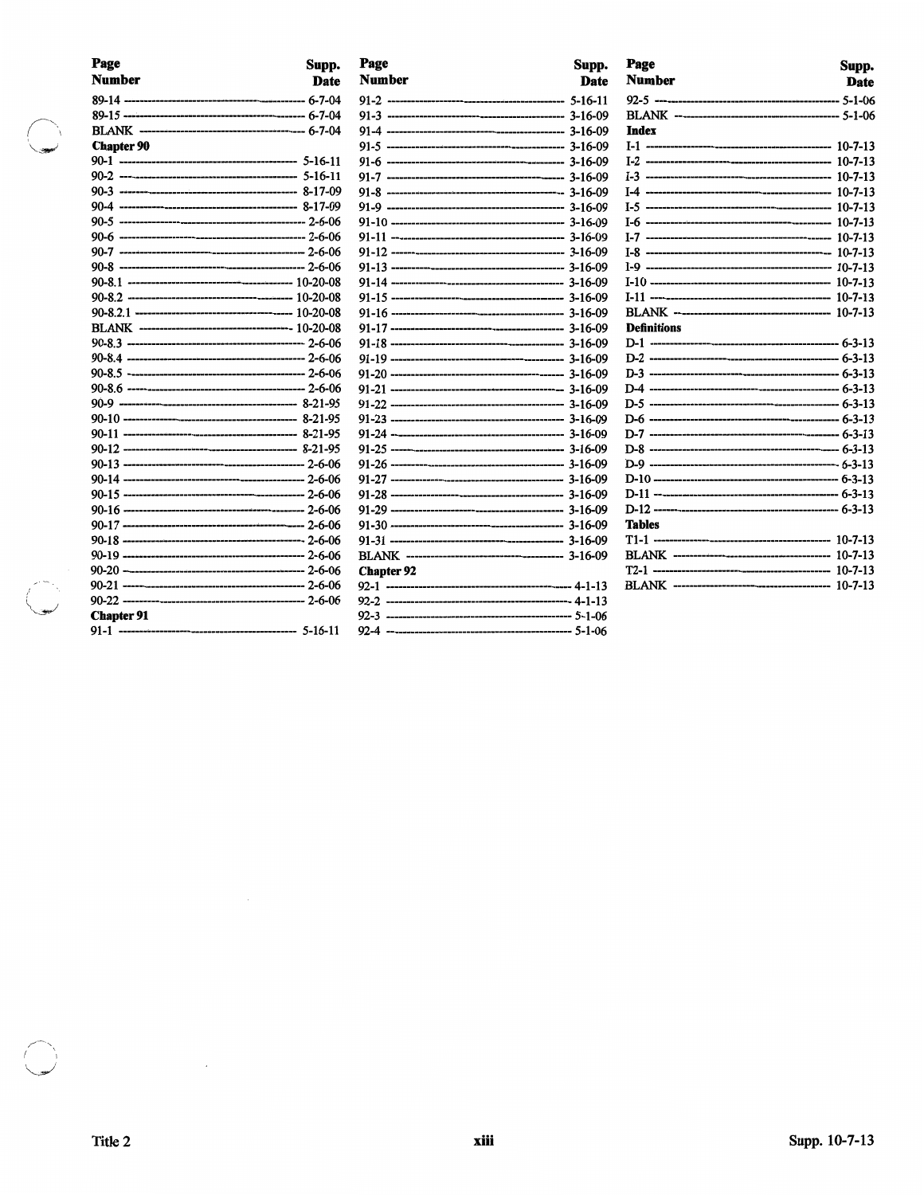| Page Number | Supp. Date |
|---|---|
| 89-14 | 6-7-04 |
| 89-15 | 6-7-04 |
| BLANK | 6-7-04 |
| **Chapter 90** | |
| 90-1 | 5-16-11 |
| 90-2 | 5-16-11 |
| 90-3 | 8-17-09 |
| 90-4 | 8-17-09 |
| 90-5 | 2-6-06 |
| 90-6 | 2-6-06 |
| 90-7 | 2-6-06 |
| 90-8 | 2-6-06 |
| 90-8.1 | 10-20-08 |
| 90-8.2 | 10-20-08 |
| 90-8.2.1 | 10-20-08 |
| BLANK | 10-20-08 |
| 90-8.3 | 2-6-06 |
| 90-8.4 | 2-6-06 |
| 90-8.5 | 2-6-06 |
| 90-8.6 | 2-6-06 |
| 90-9 | 8-21-95 |
| 90-10 | 8-21-95 |
| 90-11 | 8-21-95 |
| 90-12 | 8-21-95 |
| 90-13 | 2-6-06 |
| 90-14 | 2-6-06 |
| 90-15 | 2-6-06 |
| 90-16 | 2-6-06 |
| 90-17 | 2-6-06 |
| 90-18 | 2-6-06 |
| 90-19 | 2-6-06 |
| 90-20 | 2-6-06 |
| 90-21 | 2-6-06 |
| 90-22 | 2-6-06 |
| **Chapter 91** | |
| 91-1 | 5-16-11 |
| 91-2 | 5-16-11 |
| 91-3 | 3-16-09 |
| 91-4 | 3-16-09 |
| 91-5 | 3-16-09 |
| 91-6 | 3-16-09 |
| 91-7 | 3-16-09 |
| 91-8 | 3-16-09 |
| 91-9 | 3-16-09 |
| 91-10 | 3-16-09 |
| 91-11 | 3-16-09 |
| 91-12 | 3-16-09 |
| 91-13 | 3-16-09 |
| 91-14 | 3-16-09 |
| 91-15 | 3-16-09 |
| 91-16 | 3-16-09 |
| 91-17 | 3-16-09 |
| 91-18 | 3-16-09 |
| 91-19 | 3-16-09 |
| 91-20 | 3-16-09 |
| 91-21 | 3-16-09 |
| 91-22 | 3-16-09 |
| 91-23 | 3-16-09 |
| 91-24 | 3-16-09 |
| 91-25 | 3-16-09 |
| 91-26 | 3-16-09 |
| 91-27 | 3-16-09 |
| 91-28 | 3-16-09 |
| 91-29 | 3-16-09 |
| 91-30 | 3-16-09 |
| 91-31 | 3-16-09 |
| BLANK | 3-16-09 |
| **Chapter 92** | |
| 92-1 | 4-1-13 |
| 92-2 | 4-1-13 |
| 92-3 | 5-1-06 |
| 92-4 | 5-1-06 |
| 92-5 | 5-1-06 |
| BLANK | 5-1-06 |
| **Index** | |
| I-1 | 10-7-13 |
| I-2 | 10-7-13 |
| I-3 | 10-7-13 |
| I-4 | 10-7-13 |
| I-5 | 10-7-13 |
| I-6 | 10-7-13 |
| I-7 | 10-7-13 |
| I-8 | 10-7-13 |
| I-9 | 10-7-13 |
| I-10 | 10-7-13 |
| I-11 | 10-7-13 |
| BLANK | 10-7-13 |
| **Definitions** | |
| D-1 | 6-3-13 |
| D-2 | 6-3-13 |
| D-3 | 6-3-13 |
| D-4 | 6-3-13 |
| D-5 | 6-3-13 |
| D-6 | 6-3-13 |
| D-7 | 6-3-13 |
| D-8 | 6-3-13 |
| D-9 | 6-3-13 |
| D-10 | 6-3-13 |
| D-11 | 6-3-13 |
| D-12 | 6-3-13 |
| **Tables** | |
| T1-1 | 10-7-13 |
| BLANK | 10-7-13 |
| T2-1 | 10-7-13 |
| BLANK | 10-7-13 |